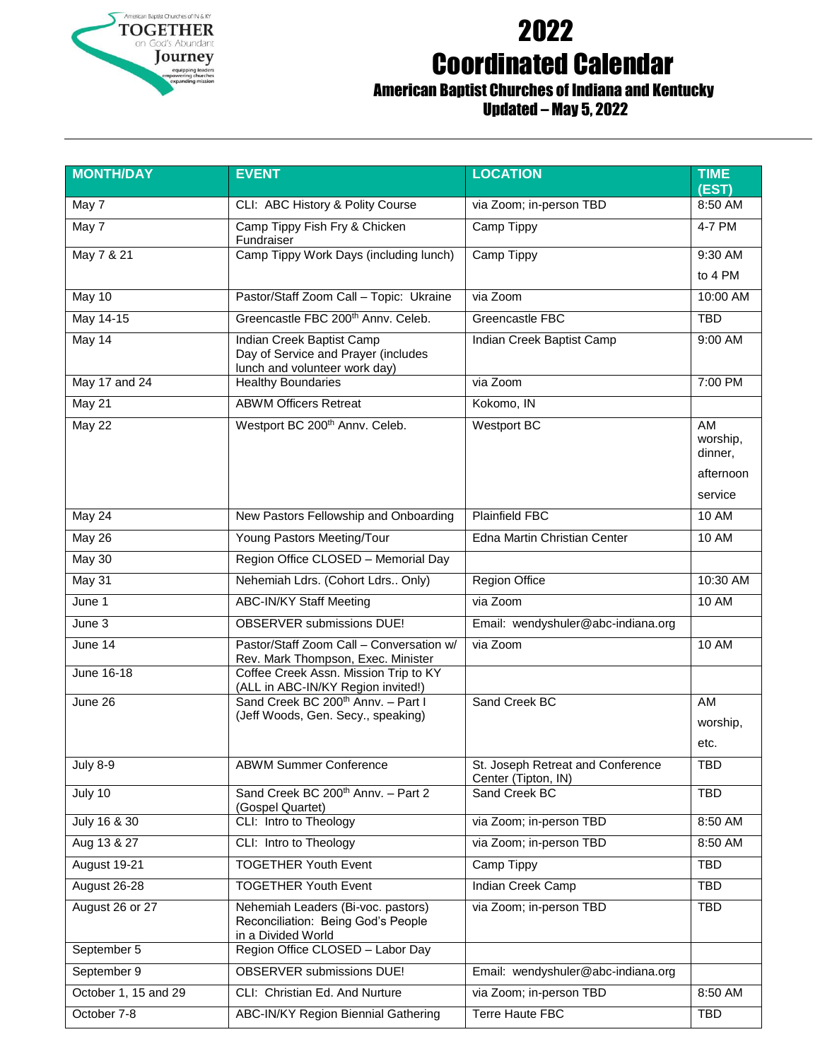American Baptist Churches of IN & KY
TOGETHER on God's Abundant Journey
equipping leaders
empowering churches
expanding mission

# 2022 Coordinated Calendar

## American Baptist Churches of Indiana and Kentucky
## Updated – May 5, 2022

| MONTH/DAY | EVENT | LOCATION | TIME (EST) |
|---|---|---|---|
| May 7 | CLI: ABC History & Polity Course | via Zoom; in-person TBD | 8:50 AM |
| May 7 | Camp Tippy Fish Fry & Chicken Fundraiser | Camp Tippy | 4-7 PM |
| May 7 & 21 | Camp Tippy Work Days (including lunch) | Camp Tippy | 9:30 AM to 4 PM |
| May 10 | Pastor/Staff Zoom Call – Topic: Ukraine | via Zoom | 10:00 AM |
| May 14-15 | Greencastle FBC 200th Annv. Celeb. | Greencastle FBC | TBD |
| May 14 | Indian Creek Baptist Camp Day of Service and Prayer (includes lunch and volunteer work day) | Indian Creek Baptist Camp | 9:00 AM |
| May 17 and 24 | Healthy Boundaries | via Zoom | 7:00 PM |
| May 21 | ABWM Officers Retreat | Kokomo, IN | |
| May 22 | Westport BC 200th Annv. Celeb. | Westport BC | AM worship, dinner, afternoon service |
| May 24 | New Pastors Fellowship and Onboarding | Plainfield FBC | 10 AM |
| May 26 | Young Pastors Meeting/Tour | Edna Martin Christian Center | 10 AM |
| May 30 | Region Office CLOSED – Memorial Day | | |
| May 31 | Nehemiah Ldrs. (Cohort Ldrs.. Only) | Region Office | 10:30 AM |
| June 1 | ABC-IN/KY Staff Meeting | via Zoom | 10 AM |
| June 3 | OBSERVER submissions DUE! | Email: wendyshuler@abc-indiana.org | |
| June 14 | Pastor/Staff Zoom Call – Conversation w/ Rev. Mark Thompson, Exec. Minister | via Zoom | 10 AM |
| June 16-18 | Coffee Creek Assn. Mission Trip to KY (ALL in ABC-IN/KY Region invited!) | | |
| June 26 | Sand Creek BC 200th Annv. – Part I (Jeff Woods, Gen. Secy., speaking) | Sand Creek BC | AM worship, etc. |
| July 8-9 | ABWM Summer Conference | St. Joseph Retreat and Conference Center (Tipton, IN) | TBD |
| July 10 | Sand Creek BC 200th Annv. – Part 2 (Gospel Quartet) | Sand Creek BC | TBD |
| July 16 & 30 | CLI: Intro to Theology | via Zoom; in-person TBD | 8:50 AM |
| Aug 13 & 27 | CLI: Intro to Theology | via Zoom; in-person TBD | 8:50 AM |
| August 19-21 | TOGETHER Youth Event | Camp Tippy | TBD |
| August 26-28 | TOGETHER Youth Event | Indian Creek Camp | TBD |
| August 26 or 27 | Nehemiah Leaders (Bi-voc. pastors) Reconciliation: Being God's People in a Divided World | via Zoom; in-person TBD | TBD |
| September 5 | Region Office CLOSED – Labor Day | | |
| September 9 | OBSERVER submissions DUE! | Email: wendyshuler@abc-indiana.org | |
| October 1, 15 and 29 | CLI: Christian Ed. And Nurture | via Zoom; in-person TBD | 8:50 AM |
| October 7-8 | ABC-IN/KY Region Biennial Gathering | Terre Haute FBC | TBD |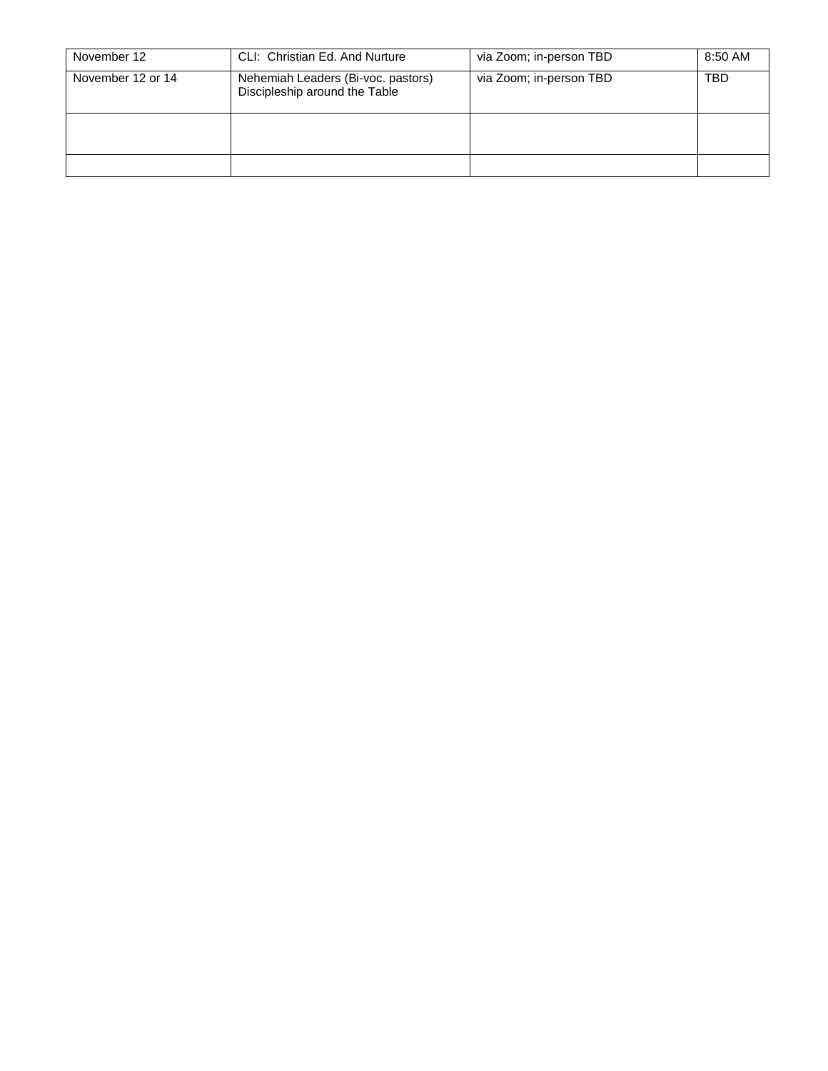| | | | |
|---|---|---|---|
| November 12 | CLI: Christian Ed. And Nurture | via Zoom; in-person TBD | 8:50 AM |
| November 12 or 14 | Nehemiah Leaders (Bi-voc. pastors) Discipleship around the Table | via Zoom; in-person TBD | TBD |
| | | | |
| | | | |